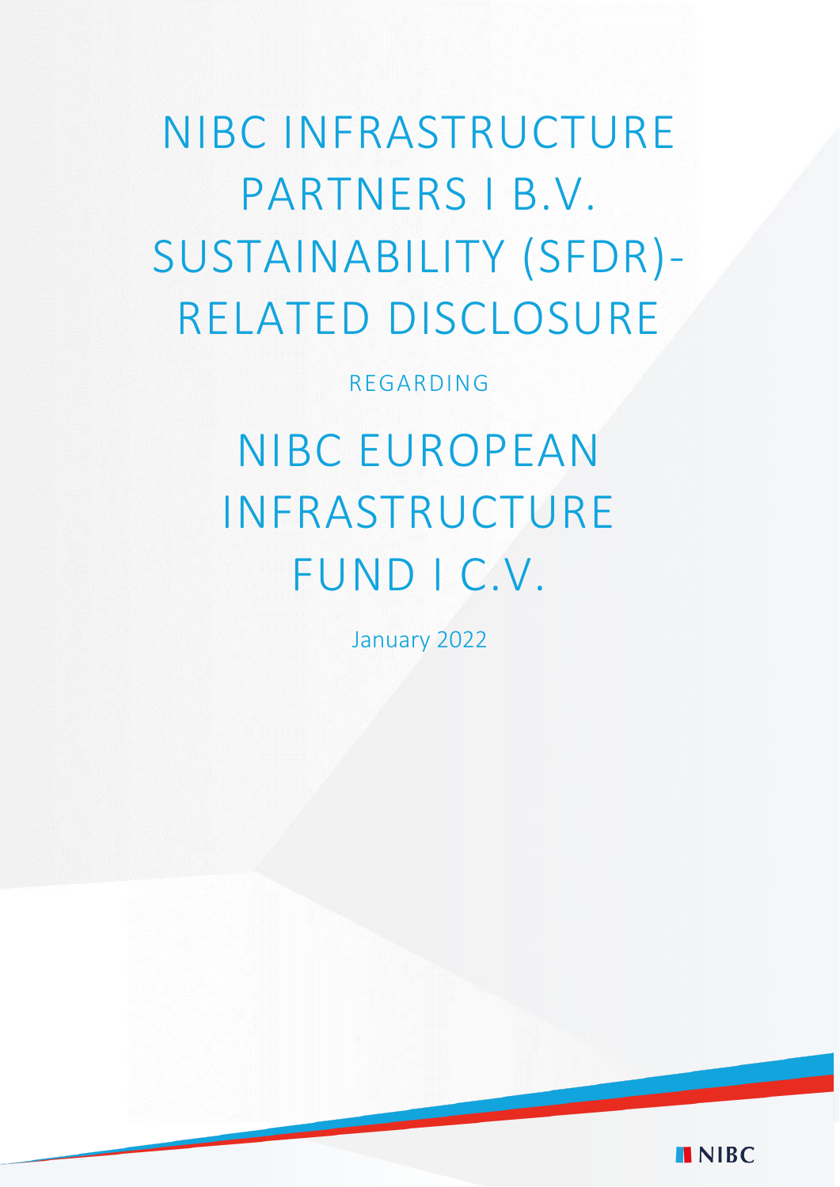# NIBC INFRASTRUCTURE PARTNERS I B.V. SUSTAINABILITY (SFDR)-RELATED DISCLOSURE

REGARDING

# NIBC EUROPEAN INFRASTRUCTURE FUND I C.V.

January 2022

NIBC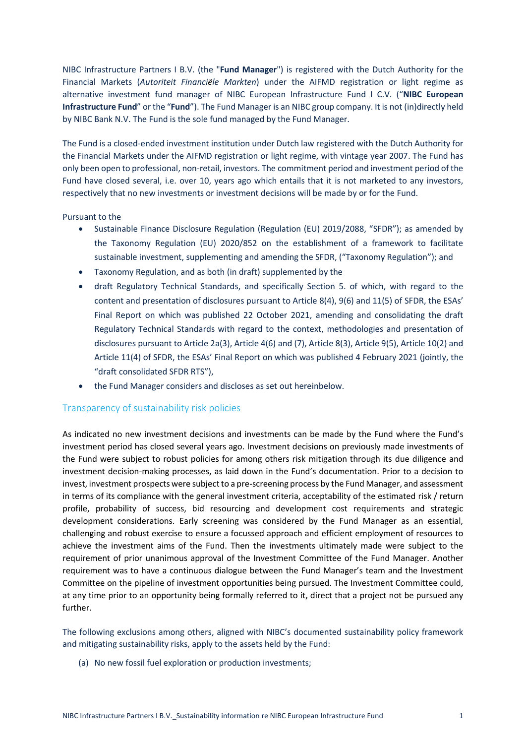NIBC Infrastructure Partners I B.V. (the "**Fund Manager**") is registered with the Dutch Authority for the Financial Markets (*Autoriteit Financiële Markten*) under the AIFMD registration or light regime as alternative investment fund manager of NIBC European Infrastructure Fund I C.V. ("**NIBC European Infrastructure Fund**" or the "**Fund**"). The Fund Manager is an NIBC group company. It is not (in)directly held by NIBC Bank N.V. The Fund is the sole fund managed by the Fund Manager.

The Fund is a closed-ended investment institution under Dutch law registered with the Dutch Authority for the Financial Markets under the AIFMD registration or light regime, with vintage year 2007. The Fund has only been open to professional, non-retail, investors. The commitment period and investment period of the Fund have closed several, i.e. over 10, years ago which entails that it is not marketed to any investors, respectively that no new investments or investment decisions will be made by or for the Fund.

Pursuant to the

- Sustainable Finance Disclosure Regulation (Regulation (EU) 2019/2088, "SFDR"); as amended by the Taxonomy Regulation (EU) 2020/852 on the establishment of a framework to facilitate sustainable investment, supplementing and amending the SFDR, ("Taxonomy Regulation"); and
- Taxonomy Regulation, and as both (in draft) supplemented by the
- draft Regulatory Technical Standards, and specifically Section 5. of which, with regard to the content and presentation of disclosures pursuant to Article 8(4), 9(6) and 11(5) of SFDR, the ESAs' Final Report on which was published 22 October 2021, amending and consolidating the draft Regulatory Technical Standards with regard to the context, methodologies and presentation of disclosures pursuant to Article 2a(3), Article 4(6) and (7), Article 8(3), Article 9(5), Article 10(2) and Article 11(4) of SFDR, the ESAs' Final Report on which was published 4 February 2021 (jointly, the "draft consolidated SFDR RTS"),
- the Fund Manager considers and discloses as set out hereinbelow.

## Transparency of sustainability risk policies

As indicated no new investment decisions and investments can be made by the Fund where the Fund's investment period has closed several years ago. Investment decisions on previously made investments of the Fund were subject to robust policies for among others risk mitigation through its due diligence and investment decision-making processes, as laid down in the Fund's documentation. Prior to a decision to invest, investment prospects were subject to a pre-screening process by the Fund Manager, and assessment in terms of its compliance with the general investment criteria, acceptability of the estimated risk / return profile, probability of success, bid resourcing and development cost requirements and strategic development considerations. Early screening was considered by the Fund Manager as an essential, challenging and robust exercise to ensure a focussed approach and efficient employment of resources to achieve the investment aims of the Fund. Then the investments ultimately made were subject to the requirement of prior unanimous approval of the Investment Committee of the Fund Manager. Another requirement was to have a continuous dialogue between the Fund Manager's team and the Investment Committee on the pipeline of investment opportunities being pursued. The Investment Committee could, at any time prior to an opportunity being formally referred to it, direct that a project not be pursued any further.

The following exclusions among others, aligned with NIBC's documented sustainability policy framework and mitigating sustainability risks, apply to the assets held by the Fund:

(a) No new fossil fuel exploration or production investments;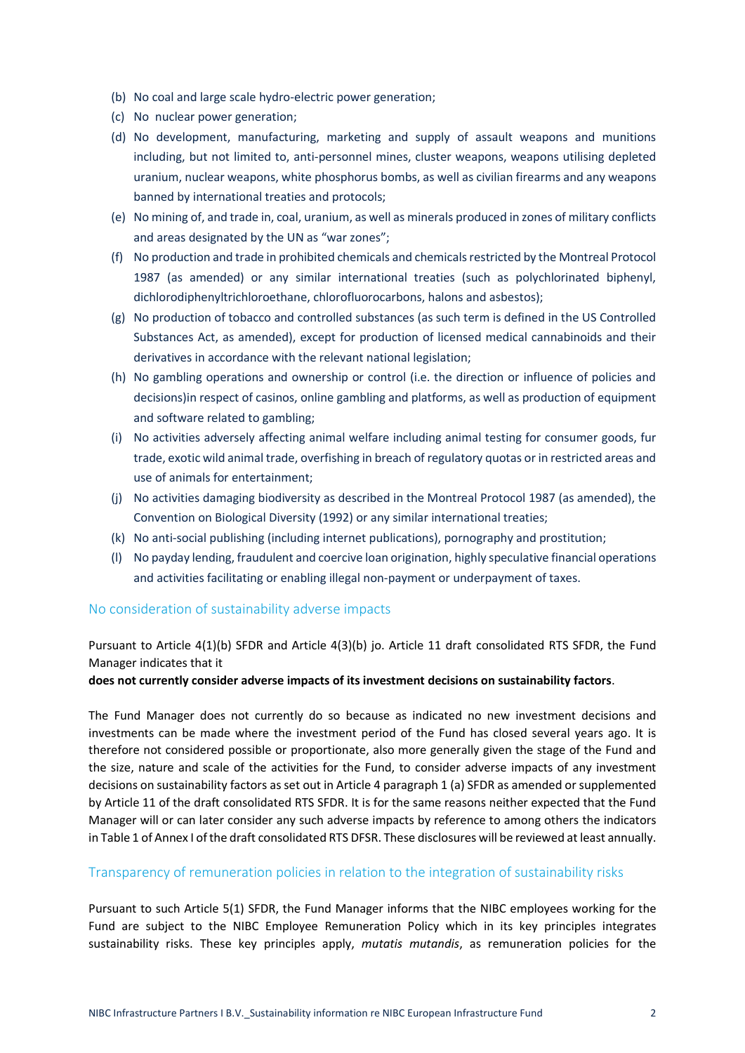(b) No coal and large scale hydro-electric power generation;

(c) No nuclear power generation;

(d) No development, manufacturing, marketing and supply of assault weapons and munitions including, but not limited to, anti-personnel mines, cluster weapons, weapons utilising depleted uranium, nuclear weapons, white phosphorus bombs, as well as civilian firearms and any weapons banned by international treaties and protocols;

(e) No mining of, and trade in, coal, uranium, as well as minerals produced in zones of military conflicts and areas designated by the UN as "war zones";

(f) No production and trade in prohibited chemicals and chemicals restricted by the Montreal Protocol 1987 (as amended) or any similar international treaties (such as polychlorinated biphenyl, dichlorodiphenyltrichloroethane, chlorofluorocarbons, halons and asbestos);

(g) No production of tobacco and controlled substances (as such term is defined in the US Controlled Substances Act, as amended), except for production of licensed medical cannabinoids and their derivatives in accordance with the relevant national legislation;

(h) No gambling operations and ownership or control (i.e. the direction or influence of policies and decisions)in respect of casinos, online gambling and platforms, as well as production of equipment and software related to gambling;

(i) No activities adversely affecting animal welfare including animal testing for consumer goods, fur trade, exotic wild animal trade, overfishing in breach of regulatory quotas or in restricted areas and use of animals for entertainment;

(j) No activities damaging biodiversity as described in the Montreal Protocol 1987 (as amended), the Convention on Biological Diversity (1992) or any similar international treaties;

(k) No anti-social publishing (including internet publications), pornography and prostitution;

(l) No payday lending, fraudulent and coercive loan origination, highly speculative financial operations and activities facilitating or enabling illegal non-payment or underpayment of taxes.

## No consideration of sustainability adverse impacts

Pursuant to Article 4(1)(b) SFDR and Article 4(3)(b) jo. Article 11 draft consolidated RTS SFDR, the Fund Manager indicates that it
**does not currently consider adverse impacts of its investment decisions on sustainability factors**.

The Fund Manager does not currently do so because as indicated no new investment decisions and investments can be made where the investment period of the Fund has closed several years ago. It is therefore not considered possible or proportionate, also more generally given the stage of the Fund and the size, nature and scale of the activities for the Fund, to consider adverse impacts of any investment decisions on sustainability factors as set out in Article 4 paragraph 1 (a) SFDR as amended or supplemented by Article 11 of the draft consolidated RTS SFDR. It is for the same reasons neither expected that the Fund Manager will or can later consider any such adverse impacts by reference to among others the indicators in Table 1 of Annex I of the draft consolidated RTS DFSR. These disclosures will be reviewed at least annually.

## Transparency of remuneration policies in relation to the integration of sustainability risks

Pursuant to such Article 5(1) SFDR, the Fund Manager informs that the NIBC employees working for the Fund are subject to the NIBC Employee Remuneration Policy which in its key principles integrates sustainability risks. These key principles apply, *mutatis mutandis*, as remuneration policies for the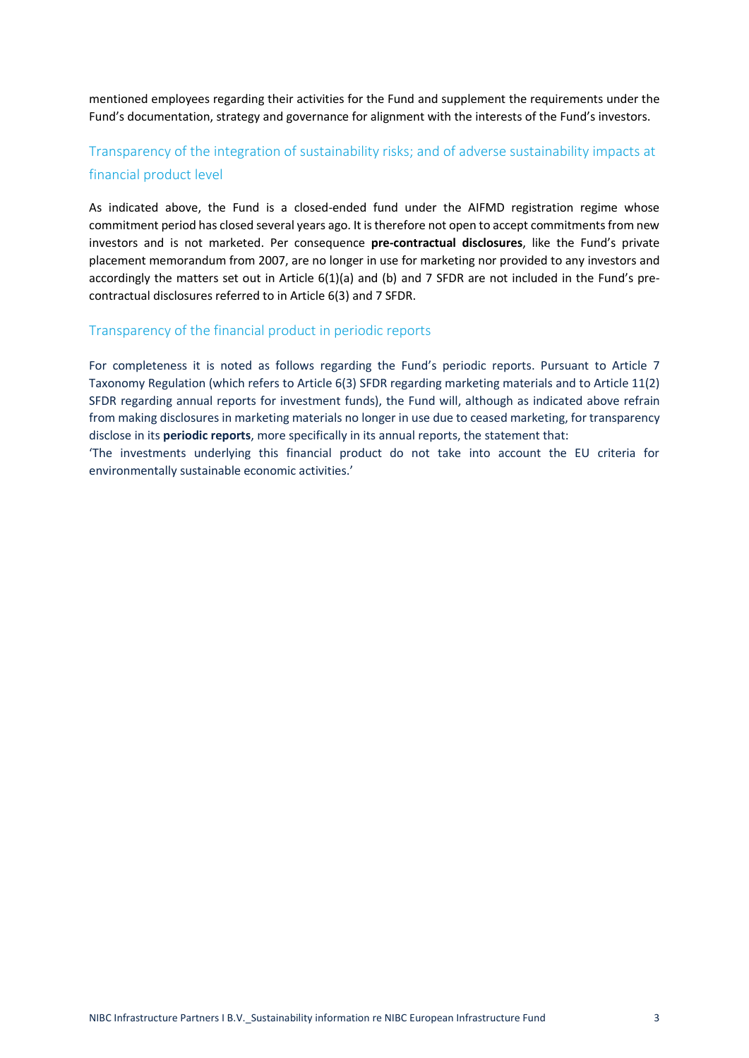mentioned employees regarding their activities for the Fund and supplement the requirements under the Fund's documentation, strategy and governance for alignment with the interests of the Fund's investors.

## Transparency of the integration of sustainability risks; and of adverse sustainability impacts at financial product level

As indicated above, the Fund is a closed-ended fund under the AIFMD registration regime whose commitment period has closed several years ago. It is therefore not open to accept commitments from new investors and is not marketed. Per consequence **pre-contractual disclosures**, like the Fund's private placement memorandum from 2007, are no longer in use for marketing nor provided to any investors and accordingly the matters set out in Article 6(1)(a) and (b) and 7 SFDR are not included in the Fund's pre-contractual disclosures referred to in Article 6(3) and 7 SFDR.

## Transparency of the financial product in periodic reports

For completeness it is noted as follows regarding the Fund's periodic reports. Pursuant to Article 7 Taxonomy Regulation (which refers to Article 6(3) SFDR regarding marketing materials and to Article 11(2) SFDR regarding annual reports for investment funds), the Fund will, although as indicated above refrain from making disclosures in marketing materials no longer in use due to ceased marketing, for transparency disclose in its **periodic reports**, more specifically in its annual reports, the statement that:
'The investments underlying this financial product do not take into account the EU criteria for environmentally sustainable economic activities.'